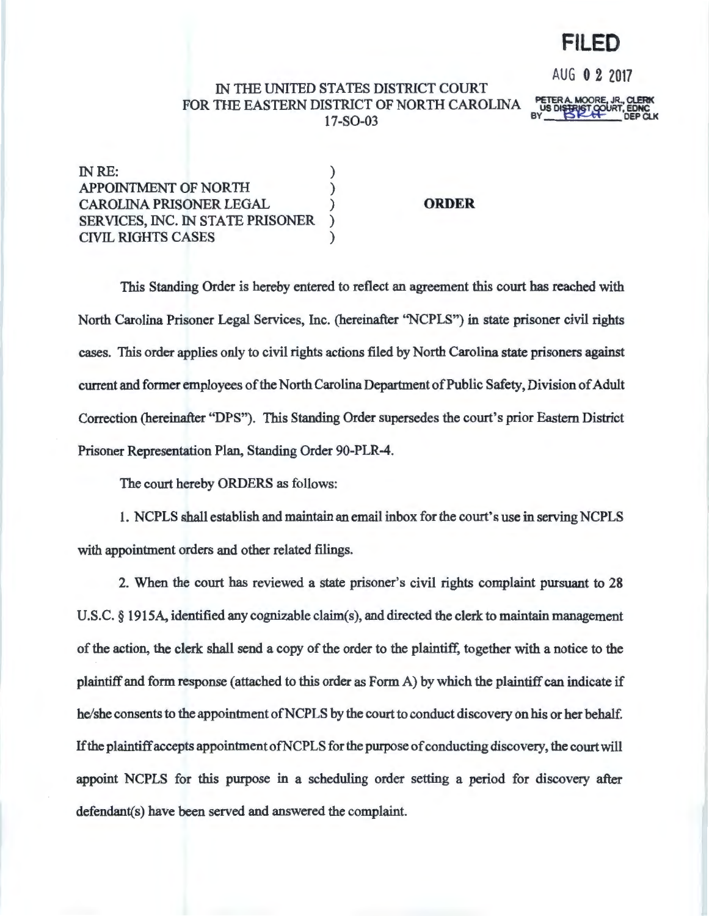**FILED**

AUG 0 2 2017

PETER A. MOORE, JR., CLERK
US DISTRICT COURT, EDNC
BY ______ DEP CLK

IN THE UNITED STATES DISTRICT COURT
FOR THE EASTERN DISTRICT OF NORTH CAROLINA
17-SO-03

IN RE: )
APPOINTMENT OF NORTH )
CAROLINA PRISONER LEGAL ) **ORDER**
SERVICES, INC. IN STATE PRISONER )
CIVIL RIGHTS CASES )

This Standing Order is hereby entered to reflect an agreement this court has reached with North Carolina Prisoner Legal Services, Inc. (hereinafter "NCPLS") in state prisoner civil rights cases. This order applies only to civil rights actions filed by North Carolina state prisoners against current and former employees of the North Carolina Department of Public Safety, Division of Adult Correction (hereinafter "DPS"). This Standing Order supersedes the court's prior Eastern District Prisoner Representation Plan, Standing Order 90-PLR-4.

The court hereby ORDERS as follows:

1. NCPLS shall establish and maintain an email inbox for the court's use in serving NCPLS with appointment orders and other related filings.

2. When the court has reviewed a state prisoner's civil rights complaint pursuant to 28 U.S.C. § 1915A, identified any cognizable claim(s), and directed the clerk to maintain management of the action, the clerk shall send a copy of the order to the plaintiff, together with a notice to the plaintiff and form response (attached to this order as Form A) by which the plaintiff can indicate if he/she consents to the appointment of NCPLS by the court to conduct discovery on his or her behalf. If the plaintiff accepts appointment of NCPLS for the purpose of conducting discovery, the court will appoint NCPLS for this purpose in a scheduling order setting a period for discovery after defendant(s) have been served and answered the complaint.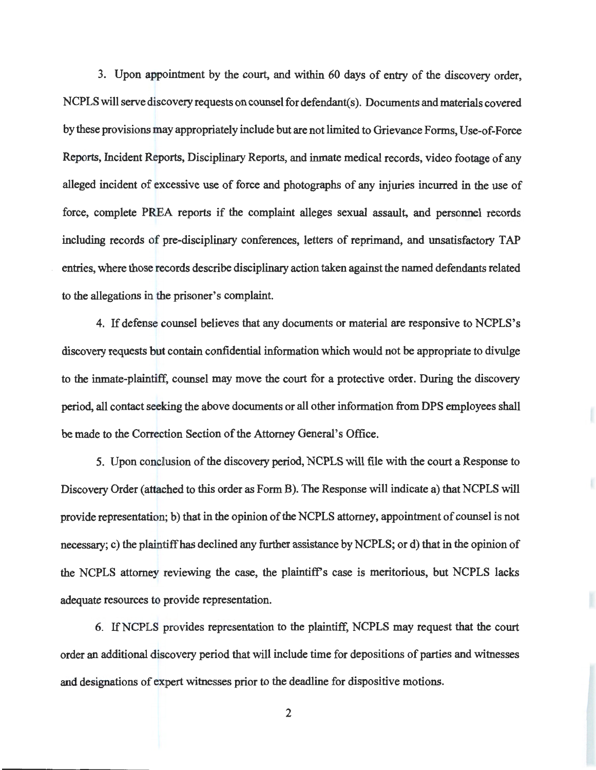3. Upon appointment by the court, and within 60 days of entry of the discovery order, NCPLS will serve discovery requests on counsel for defendant(s). Documents and materials covered by these provisions may appropriately include but are not limited to Grievance Forms, Use-of-Force Reports, Incident Reports, Disciplinary Reports, and inmate medical records, video footage of any alleged incident of excessive use of force and photographs of any injuries incurred in the use of force, complete PREA reports if the complaint alleges sexual assault, and personnel records including records of pre-disciplinary conferences, letters of reprimand, and unsatisfactory TAP entries, where those records describe disciplinary action taken against the named defendants related to the allegations in the prisoner's complaint.

4. If defense counsel believes that any documents or material are responsive to NCPLS's discovery requests but contain confidential information which would not be appropriate to divulge to the inmate-plaintiff, counsel may move the court for a protective order. During the discovery period, all contact seeking the above documents or all other information from DPS employees shall be made to the Correction Section of the Attorney General's Office.

5. Upon conclusion of the discovery period, NCPLS will file with the court a Response to Discovery Order (attached to this order as Form B). The Response will indicate a) that NCPLS will provide representation; b) that in the opinion of the NCPLS attorney, appointment of counsel is not necessary; c) the plaintiff has declined any further assistance by NCPLS; or d) that in the opinion of the NCPLS attorney reviewing the case, the plaintiff's case is meritorious, but NCPLS lacks adequate resources to provide representation.

6. If NCPLS provides representation to the plaintiff, NCPLS may request that the court order an additional discovery period that will include time for depositions of parties and witnesses and designations of expert witnesses prior to the deadline for dispositive motions.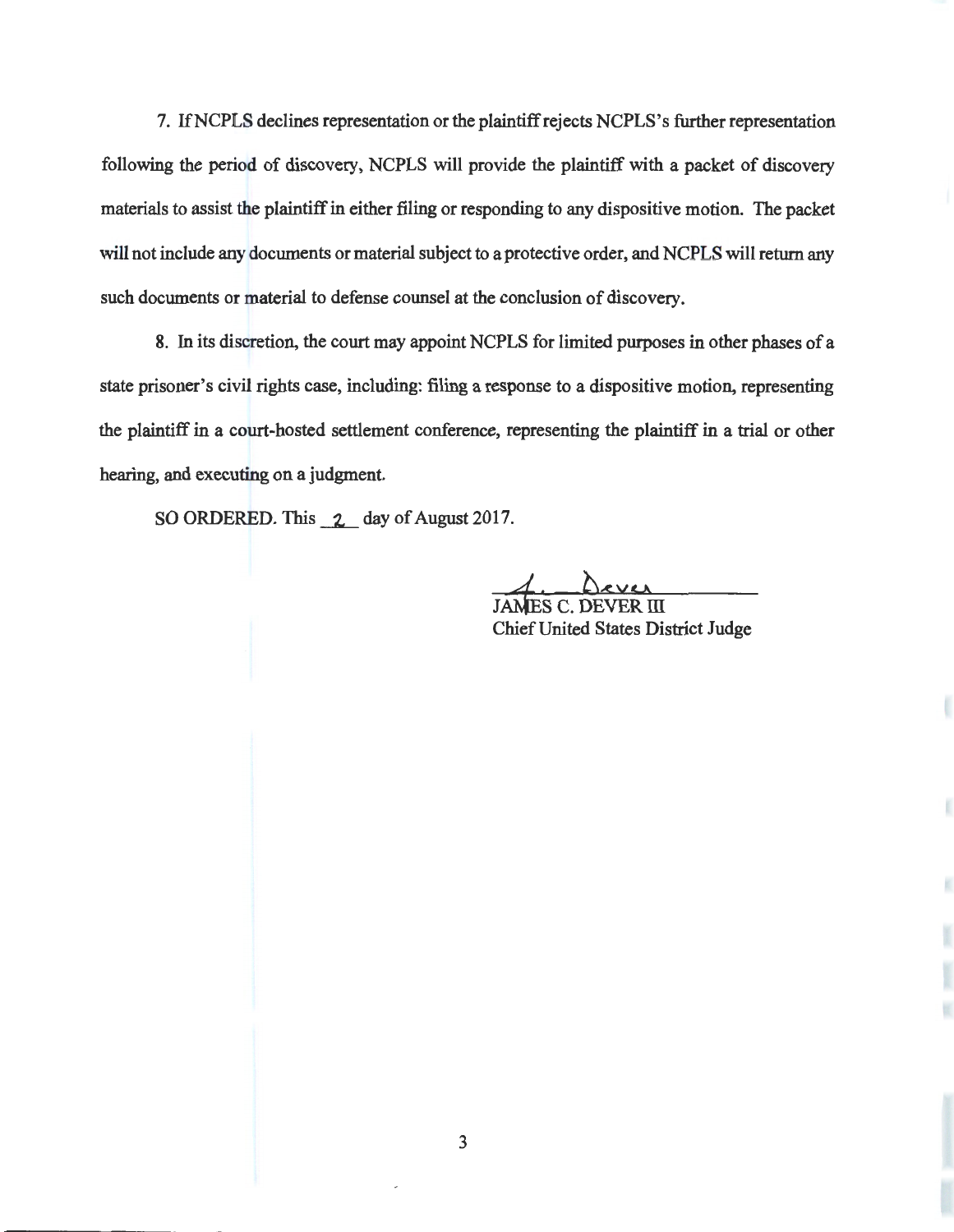7. If NCPLS declines representation or the plaintiff rejects NCPLS's further representation following the period of discovery, NCPLS will provide the plaintiff with a packet of discovery materials to assist the plaintiff in either filing or responding to any dispositive motion. The packet will not include any documents or material subject to a protective order, and NCPLS will return any such documents or material to defense counsel at the conclusion of discovery.

8. In its discretion, the court may appoint NCPLS for limited purposes in other phases of a state prisoner's civil rights case, including: filing a response to a dispositive motion, representing the plaintiff in a court-hosted settlement conference, representing the plaintiff in a trial or other hearing, and executing on a judgment.

SO ORDERED. This 2 day of August 2017.

J. Dever

JAMES C. DEVER III
Chief United States District Judge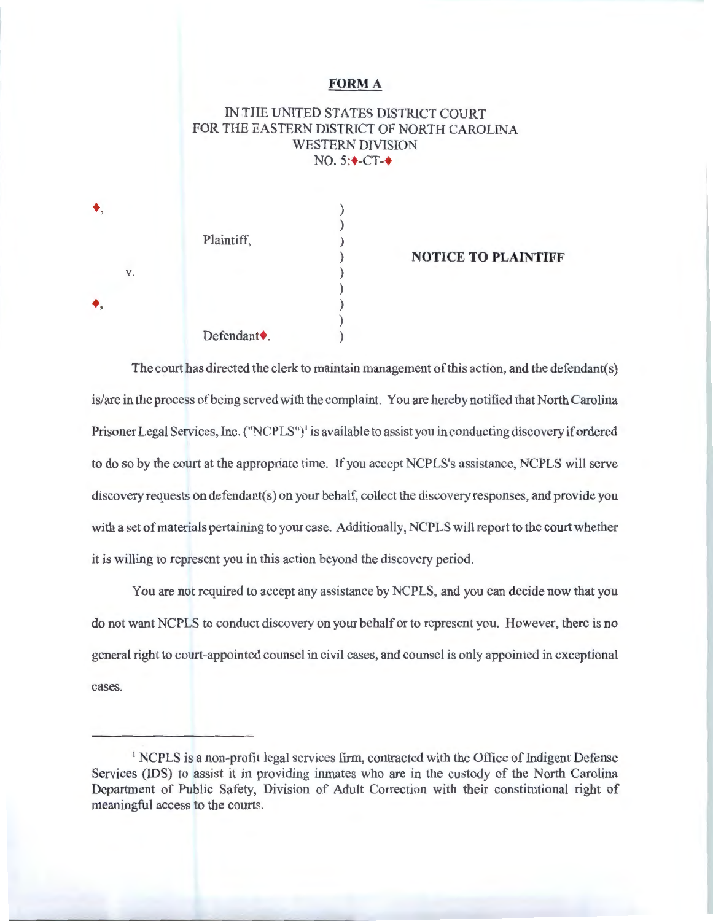**FORM A**

IN THE UNITED STATES DISTRICT COURT
FOR THE EASTERN DISTRICT OF NORTH CAROLINA
WESTERN DIVISION
NO. 5:♦-CT-♦

| | | |
|---|---|---|
| ♦, | ) | |
| | ) | |
| Plaintiff, | ) | |
| | ) | **NOTICE TO PLAINTIFF** |
| v. | ) | |
| | ) | |
| ♦, | ) | |
| | ) | |
| Defendant♦. | ) | |

The court has directed the clerk to maintain management of this action, and the defendant(s) is/are in the process of being served with the complaint. You are hereby notified that North Carolina Prisoner Legal Services, Inc. ("NCPLS")[1] is available to assist you in conducting discovery if ordered to do so by the court at the appropriate time. If you accept NCPLS's assistance, NCPLS will serve discovery requests on defendant(s) on your behalf, collect the discovery responses, and provide you with a set of materials pertaining to your case. Additionally, NCPLS will report to the court whether it is willing to represent you in this action beyond the discovery period.

You are not required to accept any assistance by NCPLS, and you can decide now that you do not want NCPLS to conduct discovery on your behalf or to represent you. However, there is no general right to court-appointed counsel in civil cases, and counsel is only appointed in exceptional cases.

---

[1] NCPLS is a non-profit legal services firm, contracted with the Office of Indigent Defense Services (IDS) to assist it in providing inmates who are in the custody of the North Carolina Department of Public Safety, Division of Adult Correction with their constitutional right of meaningful access to the courts.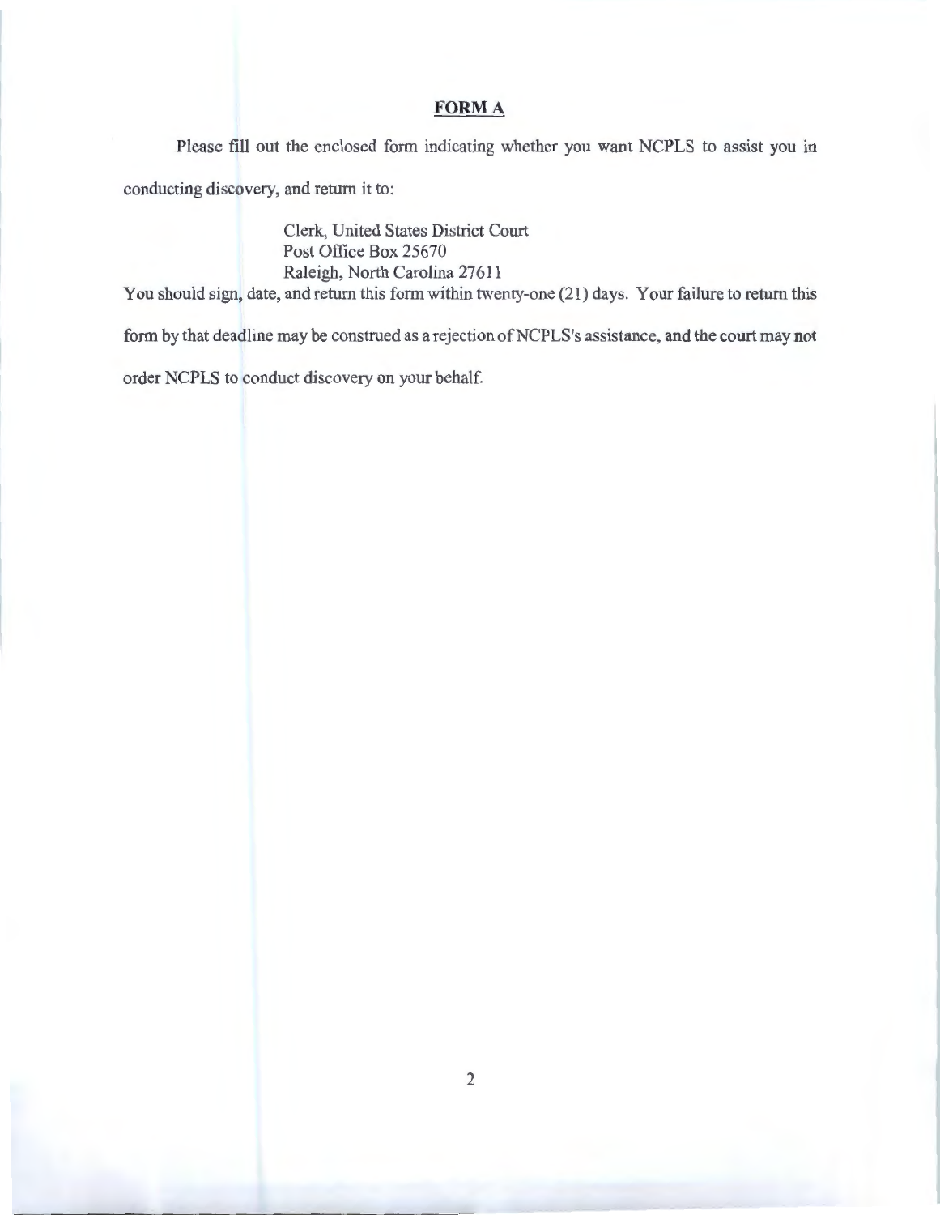## FORM A

Please fill out the enclosed form indicating whether you want NCPLS to assist you in conducting discovery, and return it to:

Clerk, United States District Court
Post Office Box 25670
Raleigh, North Carolina 27611

You should sign, date, and return this form within twenty-one (21) days. Your failure to return this form by that deadline may be construed as a rejection of NCPLS's assistance, and the court may not order NCPLS to conduct discovery on your behalf.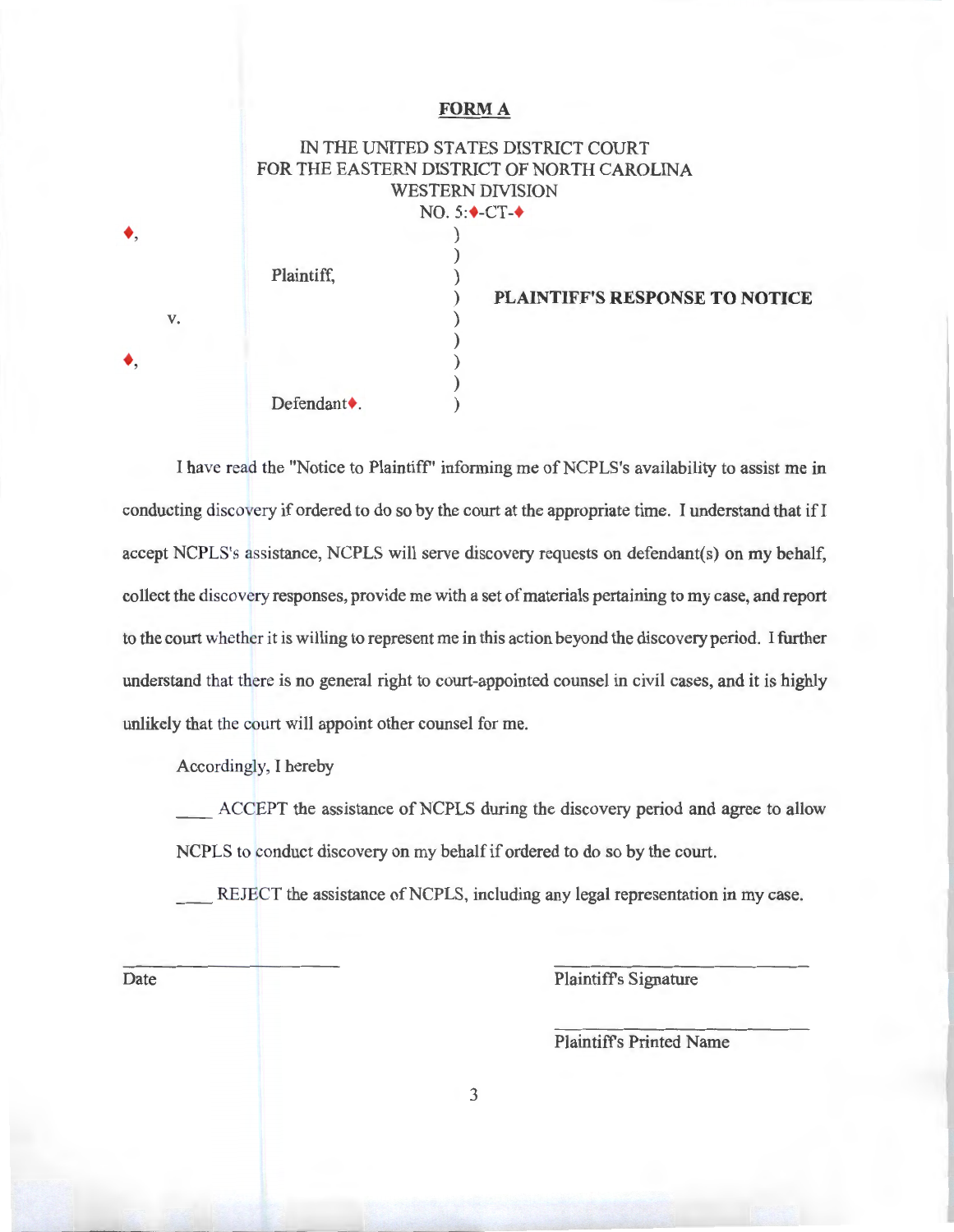**FORM A**

IN THE UNITED STATES DISTRICT COURT
FOR THE EASTERN DISTRICT OF NORTH CAROLINA
WESTERN DIVISION
NO. 5:♦-CT-♦

♦,

Plaintiff,

v.

♦,

Defendant♦.

**PLAINTIFF'S RESPONSE TO NOTICE**

I have read the "Notice to Plaintiff" informing me of NCPLS's availability to assist me in conducting discovery if ordered to do so by the court at the appropriate time. I understand that if I accept NCPLS's assistance, NCPLS will serve discovery requests on defendant(s) on my behalf, collect the discovery responses, provide me with a set of materials pertaining to my case, and report to the court whether it is willing to represent me in this action beyond the discovery period. I further understand that there is no general right to court-appointed counsel in civil cases, and it is highly unlikely that the court will appoint other counsel for me.

Accordingly, I hereby

\_\_\_\_ ACCEPT the assistance of NCPLS during the discovery period and agree to allow NCPLS to conduct discovery on my behalf if ordered to do so by the court.

\_\_\_\_ REJECT the assistance of NCPLS, including any legal representation in my case.

\_\_\_\_\_\_\_\_\_\_\_\_\_\_\_\_\_\_\_\_
Date

\_\_\_\_\_\_\_\_\_\_\_\_\_\_\_\_\_\_\_\_
Plaintiff's Signature

\_\_\_\_\_\_\_\_\_\_\_\_\_\_\_\_\_\_\_\_
Plaintiff's Printed Name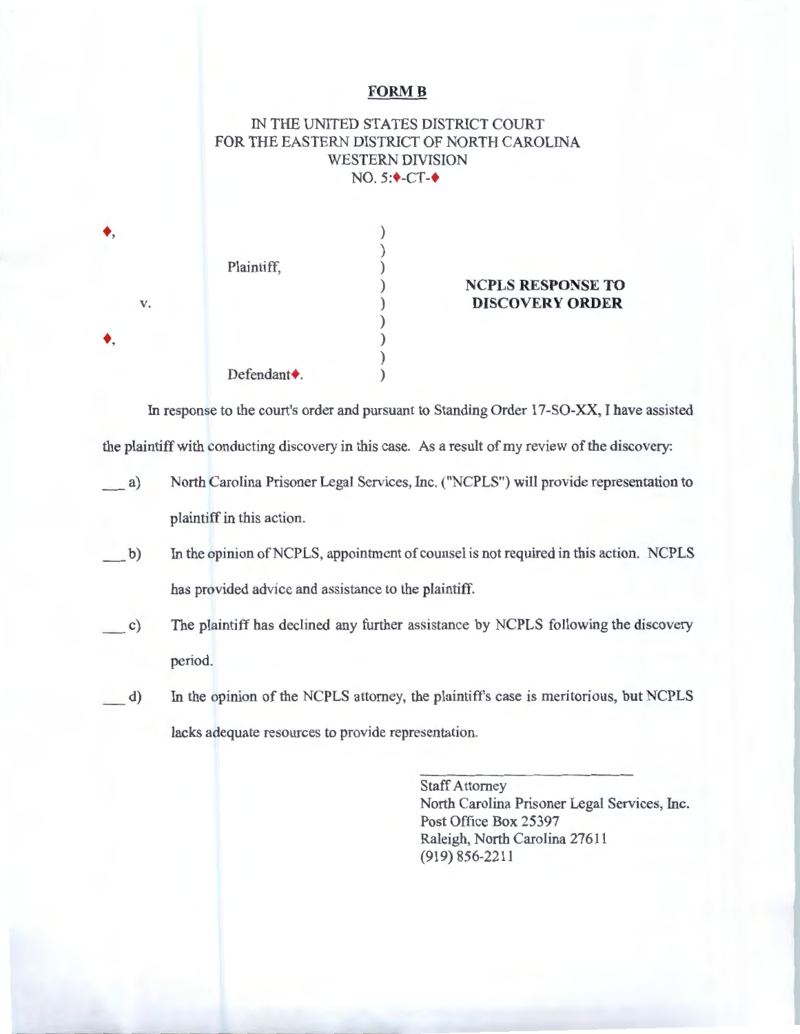**FORM B**

IN THE UNITED STATES DISTRICT COURT
FOR THE EASTERN DISTRICT OF NORTH CAROLINA
WESTERN DIVISION
NO. 5:♦-CT-♦

| | | |
|---|---|---|
| ♦, | ) | |
| | ) | |
| Plaintiff, | ) | |
| | ) | **NCPLS RESPONSE TO** |
| v. | ) | **DISCOVERY ORDER** |
| | ) | |
| ♦, | ) | |
| | ) | |
| Defendant♦. | ) | |

In response to the court's order and pursuant to Standing Order 17-SO-XX, I have assisted the plaintiff with conducting discovery in this case. As a result of my review of the discovery:

___ a) North Carolina Prisoner Legal Services, Inc. ("NCPLS") will provide representation to plaintiff in this action.

___ b) In the opinion of NCPLS, appointment of counsel is not required in this action. NCPLS has provided advice and assistance to the plaintiff.

___ c) The plaintiff has declined any further assistance by NCPLS following the discovery period.

___ d) In the opinion of the NCPLS attorney, the plaintiff's case is meritorious, but NCPLS lacks adequate resources to provide representation.

\_\_\_\_\_\_\_\_\_\_\_\_\_\_\_\_\_\_\_\_\_\_\_\_
Staff Attorney
North Carolina Prisoner Legal Services, Inc.
Post Office Box 25397
Raleigh, North Carolina 27611
(919) 856-2211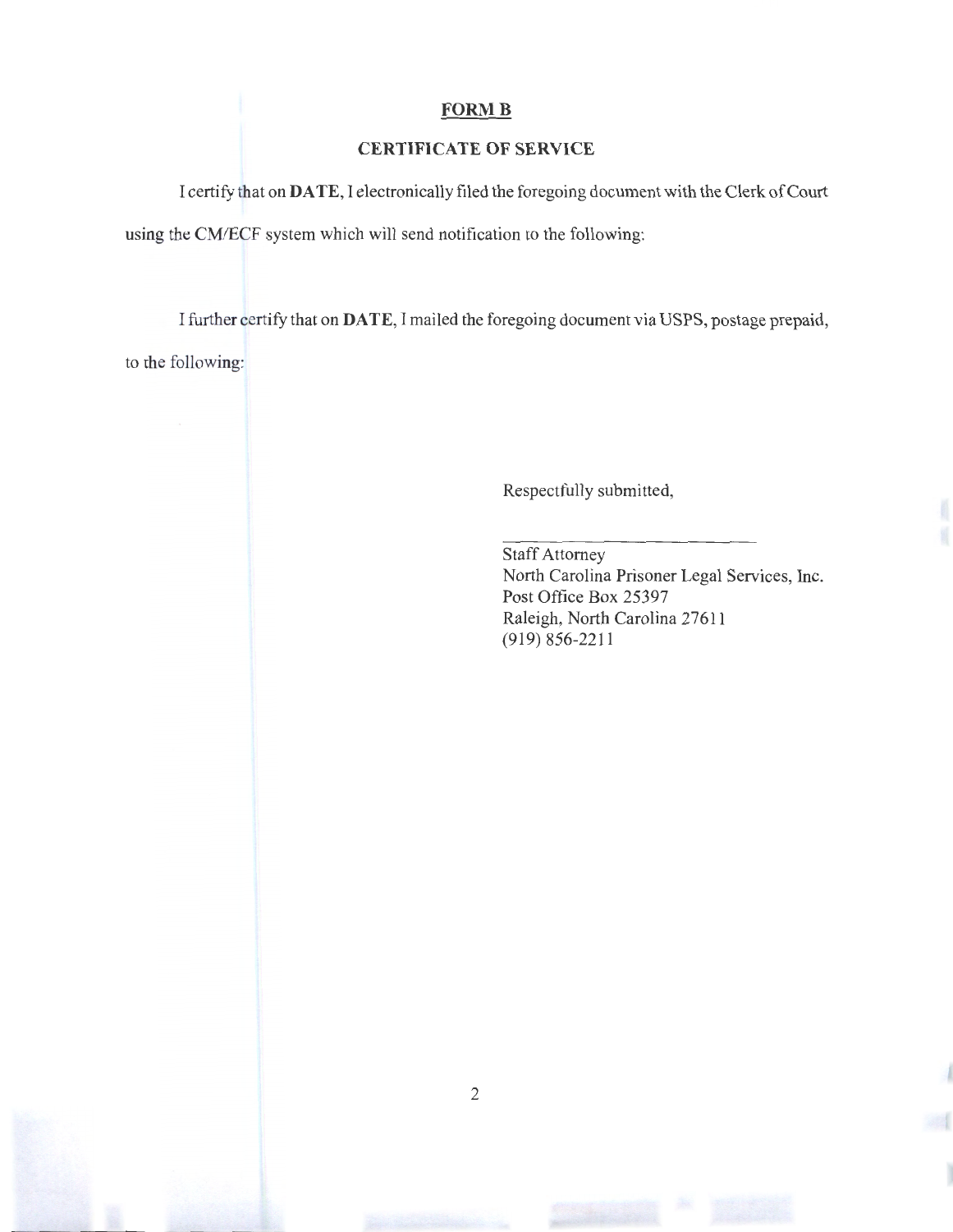## FORM B

## CERTIFICATE OF SERVICE

I certify that on **DATE**, I electronically filed the foregoing document with the Clerk of Court using the CM/ECF system which will send notification to the following:

I further certify that on **DATE**, I mailed the foregoing document via USPS, postage prepaid, to the following:

Respectfully submitted,

\_\_\_\_\_\_\_\_\_\_\_\_\_\_\_\_\_\_\_\_\_\_\_\_\_\_

Staff Attorney
North Carolina Prisoner Legal Services, Inc.
Post Office Box 25397
Raleigh, North Carolina 27611
(919) 856-2211